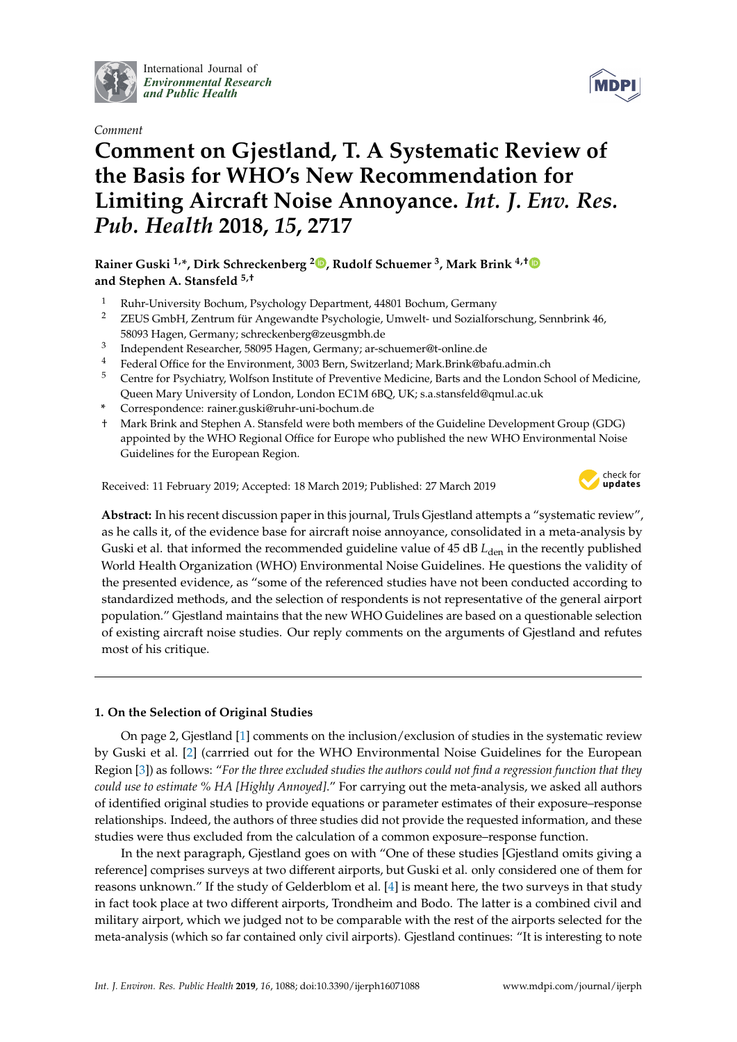*Comment*

# Comment on Gjestland, T. A Systematic Review of the Basis for WHO's New Recommendation for Limiting Aircraft Noise Annoyance. *Int. J. Env. Res. Pub. Health* 2018, *15*, 2717

**Rainer Guski [1,*], Dirk Schreckenberg [2], Rudolf Schuemer [3], Mark Brink [4,†] and Stephen A. Stansfeld [5,†]**

[1] Ruhr-University Bochum, Psychology Department, 44801 Bochum, Germany
[2] ZEUS GmbH, Zentrum für Angewandte Psychologie, Umwelt- und Sozialforschung, Sennbrink 46, 58093 Hagen, Germany; schreckenberg@zeusgmbh.de
[3] Independent Researcher, 58095 Hagen, Germany; ar-schuemer@t-online.de
[4] Federal Office for the Environment, 3003 Bern, Switzerland; Mark.Brink@bafu.admin.ch
[5] Centre for Psychiatry, Wolfson Institute of Preventive Medicine, Barts and the London School of Medicine, Queen Mary University of London, London EC1M 6BQ, UK; s.a.stansfeld@qmul.ac.uk

* Correspondence: rainer.guski@ruhr-uni-bochum.de
† Mark Brink and Stephen A. Stansfeld were both members of the Guideline Development Group (GDG) appointed by the WHO Regional Office for Europe who published the new WHO Environmental Noise Guidelines for the European Region.

Received: 11 February 2019; Accepted: 18 March 2019; Published: 27 March 2019

**Abstract:** In his recent discussion paper in this journal, Truls Gjestland attempts a "systematic review", as he calls it, of the evidence base for aircraft noise annoyance, consolidated in a meta-analysis by Guski et al. that informed the recommended guideline value of 45 dB $L_{\text{den}}$ in the recently published World Health Organization (WHO) Environmental Noise Guidelines. He questions the validity of the presented evidence, as "some of the referenced studies have not been conducted according to standardized methods, and the selection of respondents is not representative of the general airport population." Gjestland maintains that the new WHO Guidelines are based on a questionable selection of existing aircraft noise studies. Our reply comments on the arguments of Gjestland and refutes most of his critique.

## 1. On the Selection of Original Studies

On page 2, Gjestland [1] comments on the inclusion/exclusion of studies in the systematic review by Guski et al. [2] (carrried out for the WHO Environmental Noise Guidelines for the European Region [3]) as follows: "*For the three excluded studies the authors could not find a regression function that they could use to estimate % HA [Highly Annoyed].*" For carrying out the meta-analysis, we asked all authors of identified original studies to provide equations or parameter estimates of their exposure–response relationships. Indeed, the authors of three studies did not provide the requested information, and these studies were thus excluded from the calculation of a common exposure–response function.

In the next paragraph, Gjestland goes on with "One of these studies [Gjestland omits giving a reference] comprises surveys at two different airports, but Guski et al. only considered one of them for reasons unknown." If the study of Gelderblom et al. [4] is meant here, the two surveys in that study in fact took place at two different airports, Trondheim and Bodo. The latter is a combined civil and military airport, which we judged not to be comparable with the rest of the airports selected for the meta-analysis (which so far contained only civil airports). Gjestland continues: "It is interesting to note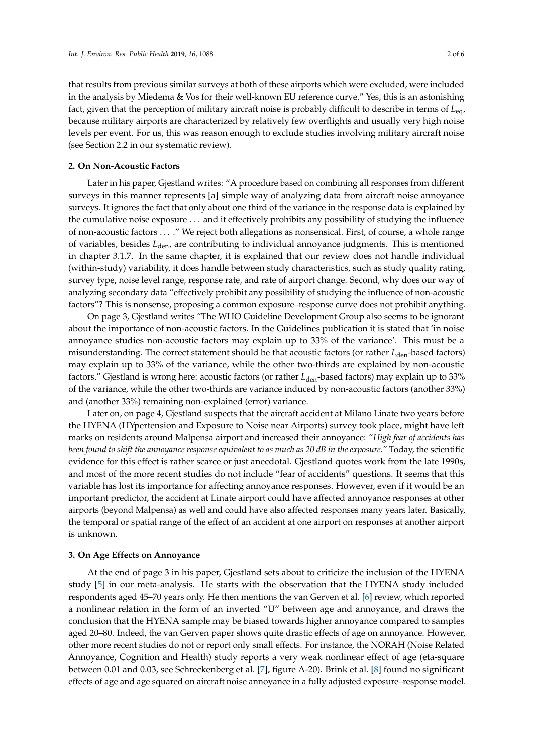that results from previous similar surveys at both of these airports which were excluded, were included in the analysis by Miedema & Vos for their well-known EU reference curve." Yes, this is an astonishing fact, given that the perception of military aircraft noise is probably difficult to describe in terms of $L_{eq}$, because military airports are characterized by relatively few overflights and usually very high noise levels per event. For us, this was reason enough to exclude studies involving military aircraft noise (see Section 2.2 in our systematic review).

## 2. On Non-Acoustic Factors

Later in his paper, Gjestland writes: "A procedure based on combining all responses from different surveys in this manner represents [a] simple way of analyzing data from aircraft noise annoyance surveys. It ignores the fact that only about one third of the variance in the response data is explained by the cumulative noise exposure . . . and it effectively prohibits any possibility of studying the influence of non-acoustic factors . . . ." We reject both allegations as nonsensical. First, of course, a whole range of variables, besides $L_{den}$, are contributing to individual annoyance judgments. This is mentioned in chapter 3.1.7. In the same chapter, it is explained that our review does not handle individual (within-study) variability, it does handle between study characteristics, such as study quality rating, survey type, noise level range, response rate, and rate of airport change. Second, why does our way of analyzing secondary data "effectively prohibit any possibility of studying the influence of non-acoustic factors"? This is nonsense, proposing a common exposure–response curve does not prohibit anything.

On page 3, Gjestland writes "The WHO Guideline Development Group also seems to be ignorant about the importance of non-acoustic factors. In the Guidelines publication it is stated that 'in noise annoyance studies non-acoustic factors may explain up to 33% of the variance'. This must be a misunderstanding. The correct statement should be that acoustic factors (or rather $L_{den}$-based factors) may explain up to 33% of the variance, while the other two-thirds are explained by non-acoustic factors." Gjestland is wrong here: acoustic factors (or rather $L_{den}$-based factors) may explain up to 33% of the variance, while the other two-thirds are variance induced by non-acoustic factors (another 33%) and (another 33%) remaining non-explained (error) variance.

Later on, on page 4, Gjestland suspects that the aircraft accident at Milano Linate two years before the HYENA (HYpertension and Exposure to Noise near Airports) survey took place, might have left marks on residents around Malpensa airport and increased their annoyance: "*High fear of accidents has been found to shift the annoyance response equivalent to as much as 20 dB in the exposure.*" Today, the scientific evidence for this effect is rather scarce or just anecdotal. Gjestland quotes work from the late 1990s, and most of the more recent studies do not include "fear of accidents" questions. It seems that this variable has lost its importance for affecting annoyance responses. However, even if it would be an important predictor, the accident at Linate airport could have affected annoyance responses at other airports (beyond Malpensa) as well and could have also affected responses many years later. Basically, the temporal or spatial range of the effect of an accident at one airport on responses at another airport is unknown.

## 3. On Age Effects on Annoyance

At the end of page 3 in his paper, Gjestland sets about to criticize the inclusion of the HYENA study [5] in our meta-analysis. He starts with the observation that the HYENA study included respondents aged 45–70 years only. He then mentions the van Gerven et al. [6] review, which reported a nonlinear relation in the form of an inverted "U" between age and annoyance, and draws the conclusion that the HYENA sample may be biased towards higher annoyance compared to samples aged 20–80. Indeed, the van Gerven paper shows quite drastic effects of age on annoyance. However, other more recent studies do not or report only small effects. For instance, the NORAH (Noise Related Annoyance, Cognition and Health) study reports a very weak nonlinear effect of age (eta-square between 0.01 and 0.03, see Schreckenberg et al. [7], figure A-20). Brink et al. [8] found no significant effects of age and age squared on aircraft noise annoyance in a fully adjusted exposure–response model.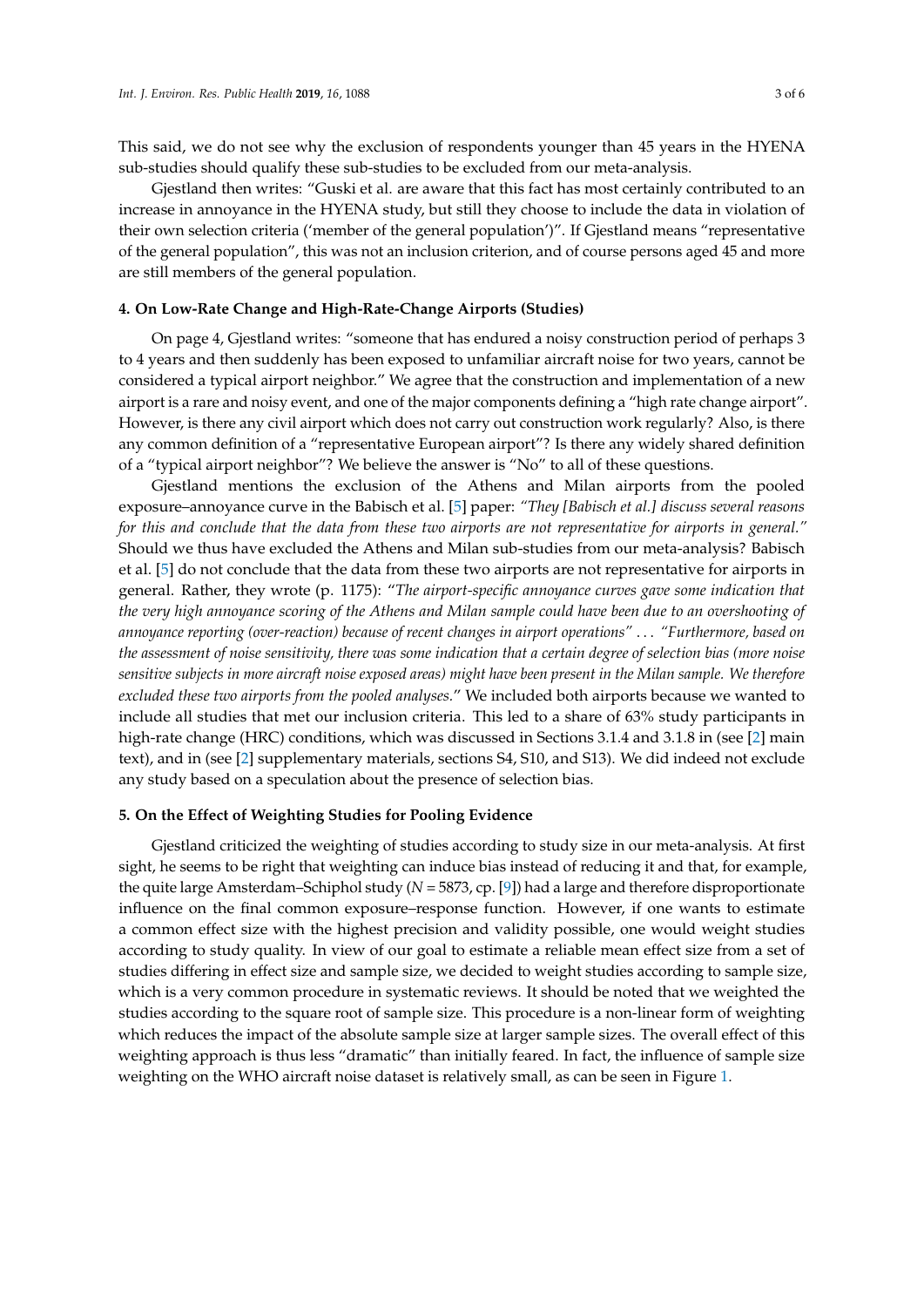This said, we do not see why the exclusion of respondents younger than 45 years in the HYENA sub-studies should qualify these sub-studies to be excluded from our meta-analysis.

Gjestland then writes: "Guski et al. are aware that this fact has most certainly contributed to an increase in annoyance in the HYENA study, but still they choose to include the data in violation of their own selection criteria ('member of the general population')". If Gjestland means "representative of the general population", this was not an inclusion criterion, and of course persons aged 45 and more are still members of the general population.

## 4. On Low-Rate Change and High-Rate-Change Airports (Studies)

On page 4, Gjestland writes: "someone that has endured a noisy construction period of perhaps 3 to 4 years and then suddenly has been exposed to unfamiliar aircraft noise for two years, cannot be considered a typical airport neighbor." We agree that the construction and implementation of a new airport is a rare and noisy event, and one of the major components defining a "high rate change airport". However, is there any civil airport which does not carry out construction work regularly? Also, is there any common definition of a "representative European airport"? Is there any widely shared definition of a "typical airport neighbor"? We believe the answer is "No" to all of these questions.

Gjestland mentions the exclusion of the Athens and Milan airports from the pooled exposure–annoyance curve in the Babisch et al. [5] paper: *"They [Babisch et al.] discuss several reasons for this and conclude that the data from these two airports are not representative for airports in general."* Should we thus have excluded the Athens and Milan sub-studies from our meta-analysis? Babisch et al. [5] do not conclude that the data from these two airports are not representative for airports in general. Rather, they wrote (p. 1175): *"The airport-specific annoyance curves gave some indication that the very high annoyance scoring of the Athens and Milan sample could have been due to an overshooting of annoyance reporting (over-reaction) because of recent changes in airport operations"* ... *"Furthermore, based on the assessment of noise sensitivity, there was some indication that a certain degree of selection bias (more noise sensitive subjects in more aircraft noise exposed areas) might have been present in the Milan sample. We therefore excluded these two airports from the pooled analyses."* We included both airports because we wanted to include all studies that met our inclusion criteria. This led to a share of 63% study participants in high-rate change (HRC) conditions, which was discussed in Sections 3.1.4 and 3.1.8 in (see [2] main text), and in (see [2] supplementary materials, sections S4, S10, and S13). We did indeed not exclude any study based on a speculation about the presence of selection bias.

## 5. On the Effect of Weighting Studies for Pooling Evidence

Gjestland criticized the weighting of studies according to study size in our meta-analysis. At first sight, he seems to be right that weighting can induce bias instead of reducing it and that, for example, the quite large Amsterdam–Schiphol study ($N$ = 5873, cp. [9]) had a large and therefore disproportionate influence on the final common exposure–response function. However, if one wants to estimate a common effect size with the highest precision and validity possible, one would weight studies according to study quality. In view of our goal to estimate a reliable mean effect size from a set of studies differing in effect size and sample size, we decided to weight studies according to sample size, which is a very common procedure in systematic reviews. It should be noted that we weighted the studies according to the square root of sample size. This procedure is a non-linear form of weighting which reduces the impact of the absolute sample size at larger sample sizes. The overall effect of this weighting approach is thus less "dramatic" than initially feared. In fact, the influence of sample size weighting on the WHO aircraft noise dataset is relatively small, as can be seen in Figure 1.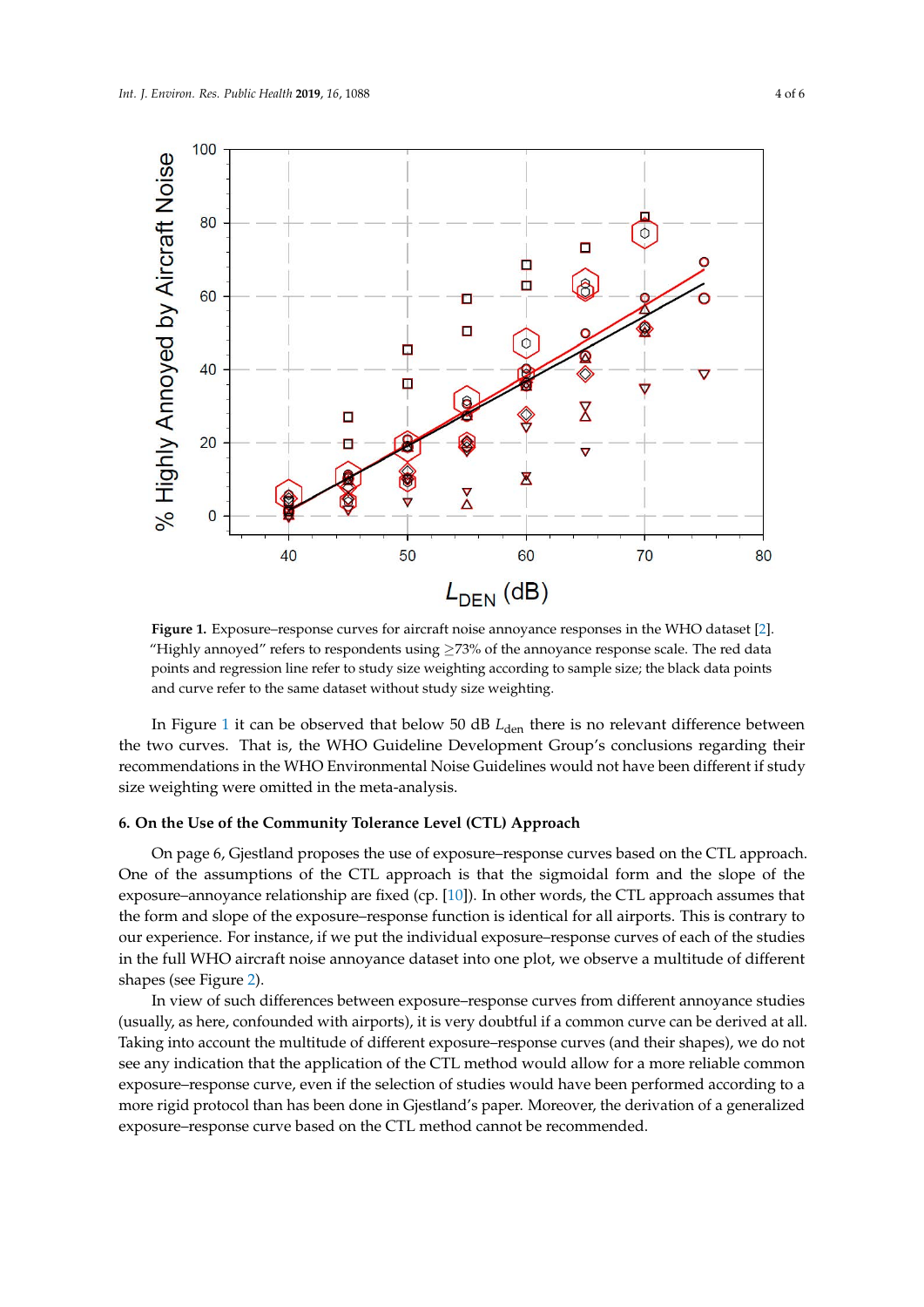**Figure 1.** Exposure–response curves for aircraft noise annoyance responses in the WHO dataset [2]. "Highly annoyed" refers to respondents using ≥73% of the annoyance response scale. The red data points and regression line refer to study size weighting according to sample size; the black data points and curve refer to the same dataset without study size weighting.

In Figure 1 it can be observed that below 50 dB $L_{\text{den}}$ there is no relevant difference between the two curves. That is, the WHO Guideline Development Group's conclusions regarding their recommendations in the WHO Environmental Noise Guidelines would not have been different if study size weighting were omitted in the meta-analysis.

## 6. On the Use of the Community Tolerance Level (CTL) Approach

On page 6, Gjestland proposes the use of exposure–response curves based on the CTL approach. One of the assumptions of the CTL approach is that the sigmoidal form and the slope of the exposure–annoyance relationship are fixed (cp. [10]). In other words, the CTL approach assumes that the form and slope of the exposure–response function is identical for all airports. This is contrary to our experience. For instance, if we put the individual exposure–response curves of each of the studies in the full WHO aircraft noise annoyance dataset into one plot, we observe a multitude of different shapes (see Figure 2).

In view of such differences between exposure–response curves from different annoyance studies (usually, as here, confounded with airports), it is very doubtful if a common curve can be derived at all. Taking into account the multitude of different exposure–response curves (and their shapes), we do not see any indication that the application of the CTL method would allow for a more reliable common exposure–response curve, even if the selection of studies would have been performed according to a more rigid protocol than has been done in Gjestland's paper. Moreover, the derivation of a generalized exposure–response curve based on the CTL method cannot be recommended.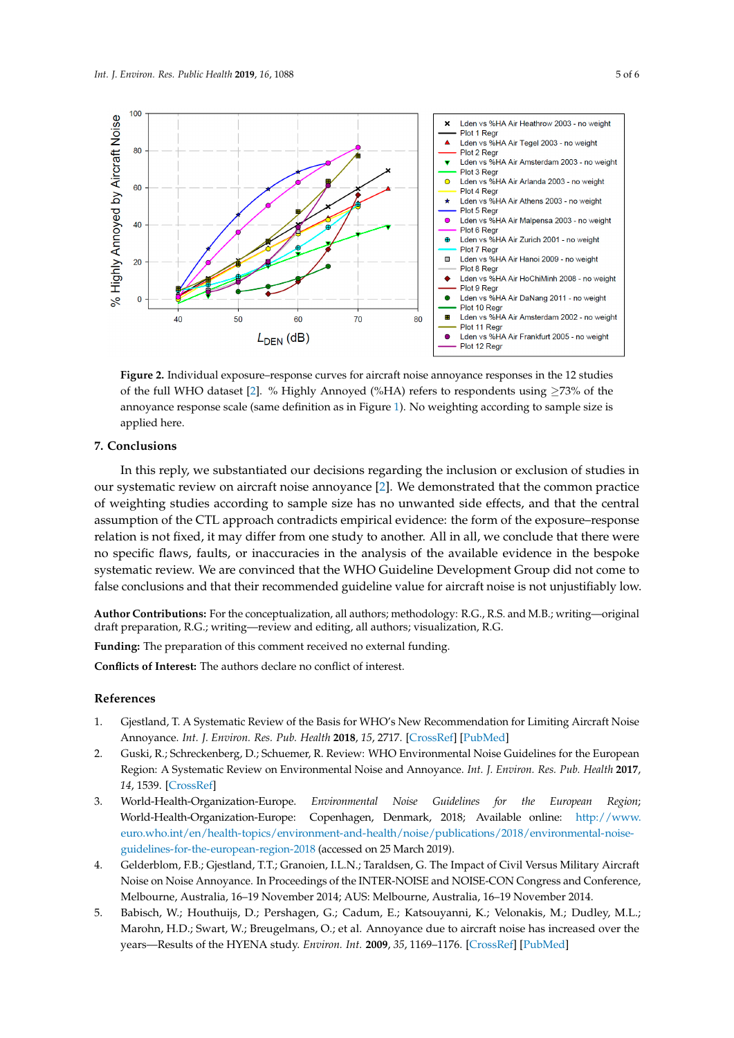**Figure 2.** Individual exposure–response curves for aircraft noise annoyance responses in the 12 studies of the full WHO dataset [2]. % Highly Annoyed (%HA) refers to respondents using ≥73% of the annoyance response scale (same definition as in Figure 1). No weighting according to sample size is applied here.

## 7. Conclusions

In this reply, we substantiated our decisions regarding the inclusion or exclusion of studies in our systematic review on aircraft noise annoyance [2]. We demonstrated that the common practice of weighting studies according to sample size has no unwanted side effects, and that the central assumption of the CTL approach contradicts empirical evidence: the form of the exposure–response relation is not fixed, it may differ from one study to another. All in all, we conclude that there were no specific flaws, faults, or inaccuracies in the analysis of the available evidence in the bespoke systematic review. We are convinced that the WHO Guideline Development Group did not come to false conclusions and that their recommended guideline value for aircraft noise is not unjustifiably low.

**Author Contributions:** For the conceptualization, all authors; methodology: R.G., R.S. and M.B.; writing—original draft preparation, R.G.; writing—review and editing, all authors; visualization, R.G.

**Funding:** The preparation of this comment received no external funding.

**Conflicts of Interest:** The authors declare no conflict of interest.

## References

1. Gjestland, T. A Systematic Review of the Basis for WHO's New Recommendation for Limiting Aircraft Noise Annoyance. *Int. J. Environ. Res. Pub. Health* **2018**, *15*, 2717. [CrossRef] [PubMed]
2. Guski, R.; Schreckenberg, D.; Schuemer, R. Review: WHO Environmental Noise Guidelines for the European Region: A Systematic Review on Environmental Noise and Annoyance. *Int. J. Environ. Res. Pub. Health* **2017**, *14*, 1539. [CrossRef]
3. World-Health-Organization-Europe. *Environmental Noise Guidelines for the European Region*; World-Health-Organization-Europe: Copenhagen, Denmark, 2018; Available online: http://www.euro.who.int/en/health-topics/environment-and-health/noise/publications/2018/environmental-noise-guidelines-for-the-european-region-2018 (accessed on 25 March 2019).
4. Gelderblom, F.B.; Gjestland, T.T.; Granoien, I.L.N.; Taraldsen, G. The Impact of Civil Versus Military Aircraft Noise on Noise Annoyance. In Proceedings of the INTER-NOISE and NOISE-CON Congress and Conference, Melbourne, Australia, 16–19 November 2014; AUS: Melbourne, Australia, 16–19 November 2014.
5. Babisch, W.; Houthuijs, D.; Pershagen, G.; Cadum, E.; Katsouyanni, K.; Velonakis, M.; Dudley, M.L.; Marohn, H.D.; Swart, W.; Breugelmans, O.; et al. Annoyance due to aircraft noise has increased over the years—Results of the HYENA study. *Environ. Int.* **2009**, *35*, 1169–1176. [CrossRef] [PubMed]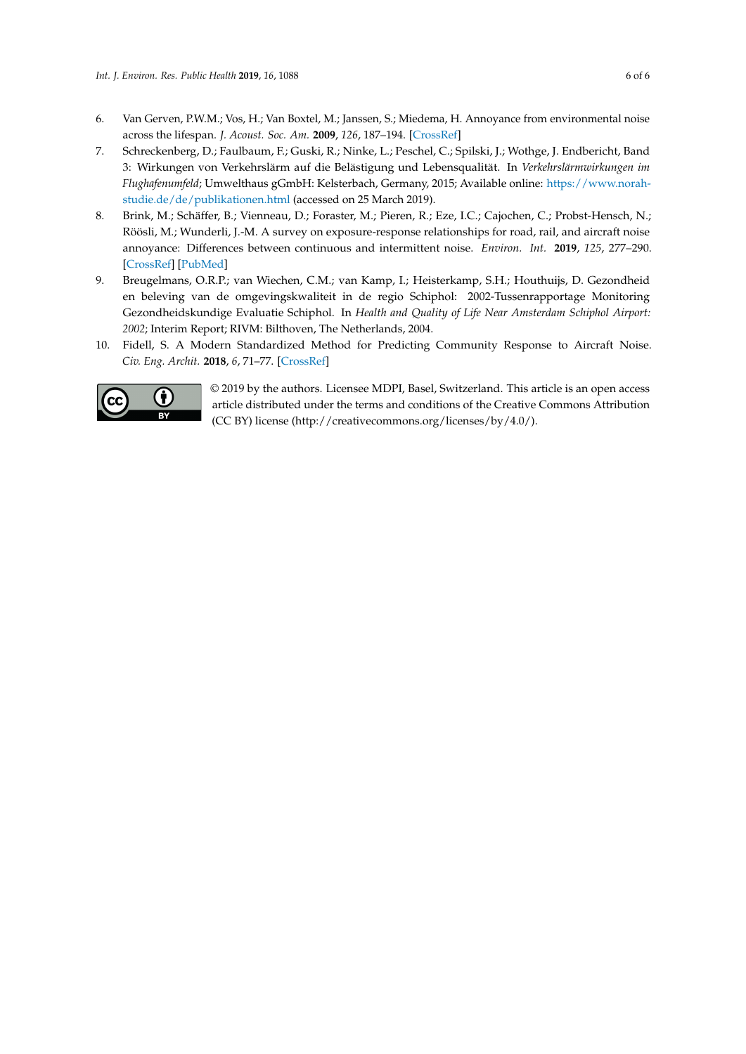6. Van Gerven, P.W.M.; Vos, H.; Van Boxtel, M.; Janssen, S.; Miedema, H. Annoyance from environmental noise across the lifespan. *J. Acoust. Soc. Am.* **2009**, *126*, 187–194. [CrossRef]
7. Schreckenberg, D.; Faulbaum, F.; Guski, R.; Ninke, L.; Peschel, C.; Spilski, J.; Wothge, J. Endbericht, Band 3: Wirkungen von Verkehrslärm auf die Belästigung und Lebensqualität. In *Verkehrslärmwirkungen im Flughafenumfeld*; Umwelthaus gGmbH: Kelsterbach, Germany, 2015; Available online: https://www.norah-studie.de/de/publikationen.html (accessed on 25 March 2019).
8. Brink, M.; Schäffer, B.; Vienneau, D.; Foraster, M.; Pieren, R.; Eze, I.C.; Cajochen, C.; Probst-Hensch, N.; Röösli, M.; Wunderli, J.-M. A survey on exposure-response relationships for road, rail, and aircraft noise annoyance: Differences between continuous and intermittent noise. *Environ. Int.* **2019**, *125*, 277–290. [CrossRef] [PubMed]
9. Breugelmans, O.R.P.; van Wiechen, C.M.; van Kamp, I.; Heisterkamp, S.H.; Houthuijs, D. Gezondheid en beleving van de omgevingskwaliteit in de regio Schiphol: 2002-Tussenrapportage Monitoring Gezondheidskundige Evaluatie Schiphol. In *Health and Quality of Life Near Amsterdam Schiphol Airport: 2002*; Interim Report; RIVM: Bilthoven, The Netherlands, 2004.
10. Fidell, S. A Modern Standardized Method for Predicting Community Response to Aircraft Noise. *Civ. Eng. Archit.* **2018**, *6*, 71–77. [CrossRef]

© 2019 by the authors. Licensee MDPI, Basel, Switzerland. This article is an open access article distributed under the terms and conditions of the Creative Commons Attribution (CC BY) license (http://creativecommons.org/licenses/by/4.0/).